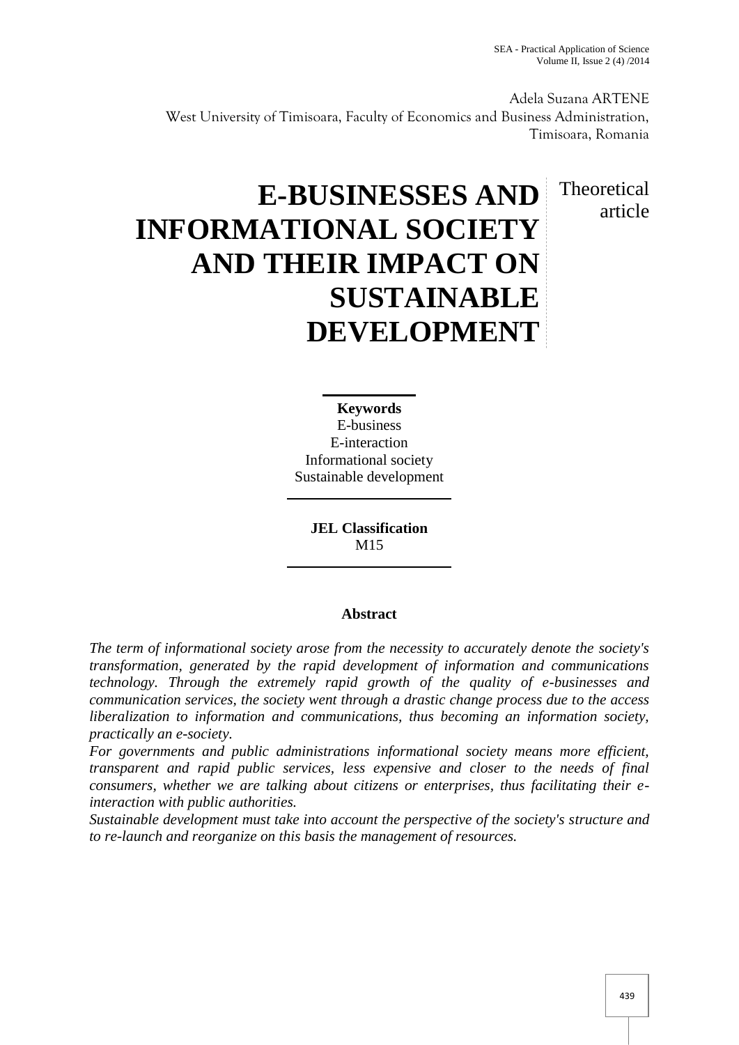Adela Suzana ARTENE
West University of Timisoara, Faculty of Economics and Business Administration, Timisoara, Romania

# E-BUSINESSES AND INFORMATIONAL SOCIETY AND THEIR IMPACT ON SUSTAINABLE DEVELOPMENT

Theoretical article

**Keywords**
E-business
E-interaction
Informational society
Sustainable development

**JEL Classification**
M15

**Abstract**

*The term of informational society arose from the necessity to accurately denote the society's transformation, generated by the rapid development of information and communications technology. Through the extremely rapid growth of the quality of e-businesses and communication services, the society went through a drastic change process due to the access liberalization to information and communications, thus becoming an information society, practically an e-society.*

*For governments and public administrations informational society means more efficient, transparent and rapid public services, less expensive and closer to the needs of final consumers, whether we are talking about citizens or enterprises, thus facilitating their e-interaction with public authorities.*

*Sustainable development must take into account the perspective of the society's structure and to re-launch and reorganize on this basis the management of resources.*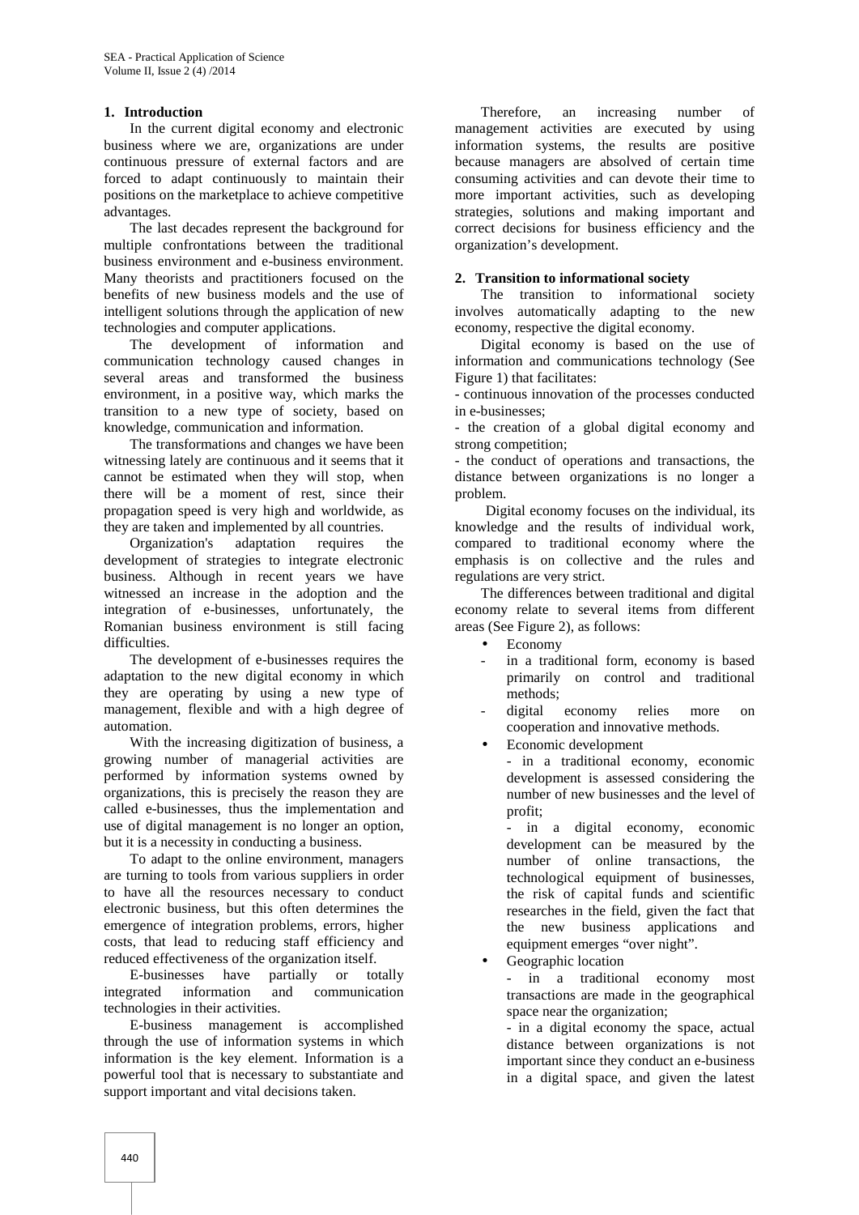## 1. Introduction

In the current digital economy and electronic business where we are, organizations are under continuous pressure of external factors and are forced to adapt continuously to maintain their positions on the marketplace to achieve competitive advantages.

The last decades represent the background for multiple confrontations between the traditional business environment and e-business environment. Many theorists and practitioners focused on the benefits of new business models and the use of intelligent solutions through the application of new technologies and computer applications.

The development of information and communication technology caused changes in several areas and transformed the business environment, in a positive way, which marks the transition to a new type of society, based on knowledge, communication and information.

The transformations and changes we have been witnessing lately are continuous and it seems that it cannot be estimated when they will stop, when there will be a moment of rest, since their propagation speed is very high and worldwide, as they are taken and implemented by all countries.

Organization's adaptation requires the development of strategies to integrate electronic business. Although in recent years we have witnessed an increase in the adoption and the integration of e-businesses, unfortunately, the Romanian business environment is still facing difficulties.

The development of e-businesses requires the adaptation to the new digital economy in which they are operating by using a new type of management, flexible and with a high degree of automation.

With the increasing digitization of business, a growing number of managerial activities are performed by information systems owned by organizations, this is precisely the reason they are called e-businesses, thus the implementation and use of digital management is no longer an option, but it is a necessity in conducting a business.

To adapt to the online environment, managers are turning to tools from various suppliers in order to have all the resources necessary to conduct electronic business, but this often determines the emergence of integration problems, errors, higher costs, that lead to reducing staff efficiency and reduced effectiveness of the organization itself.

E-businesses have partially or totally integrated information and communication technologies in their activities.

E-business management is accomplished through the use of information systems in which information is the key element. Information is a powerful tool that is necessary to substantiate and support important and vital decisions taken.

Therefore, an increasing number of management activities are executed by using information systems, the results are positive because managers are absolved of certain time consuming activities and can devote their time to more important activities, such as developing strategies, solutions and making important and correct decisions for business efficiency and the organization's development.

## 2. Transition to informational society

The transition to informational society involves automatically adapting to the new economy, respective the digital economy.

Digital economy is based on the use of information and communications technology (See Figure 1) that facilitates:

- continuous innovation of the processes conducted in e-businesses;
- the creation of a global digital economy and strong competition;
- the conduct of operations and transactions, the distance between organizations is no longer a problem.

Digital economy focuses on the individual, its knowledge and the results of individual work, compared to traditional economy where the emphasis is on collective and the rules and regulations are very strict.

The differences between traditional and digital economy relate to several items from different areas (See Figure 2), as follows:

- Economy
  - in a traditional form, economy is based primarily on control and traditional methods;
  - digital economy relies more on cooperation and innovative methods.
- Economic development
  - in a traditional economy, economic development is assessed considering the number of new businesses and the level of profit;
  - in a digital economy, economic development can be measured by the number of online transactions, the technological equipment of businesses, the risk of capital funds and scientific researches in the field, given the fact that the new business applications and equipment emerges "over night".
- Geographic location
  - in a traditional economy most transactions are made in the geographical space near the organization;
  - in a digital economy the space, actual distance between organizations is not important since they conduct an e-business in a digital space, and given the latest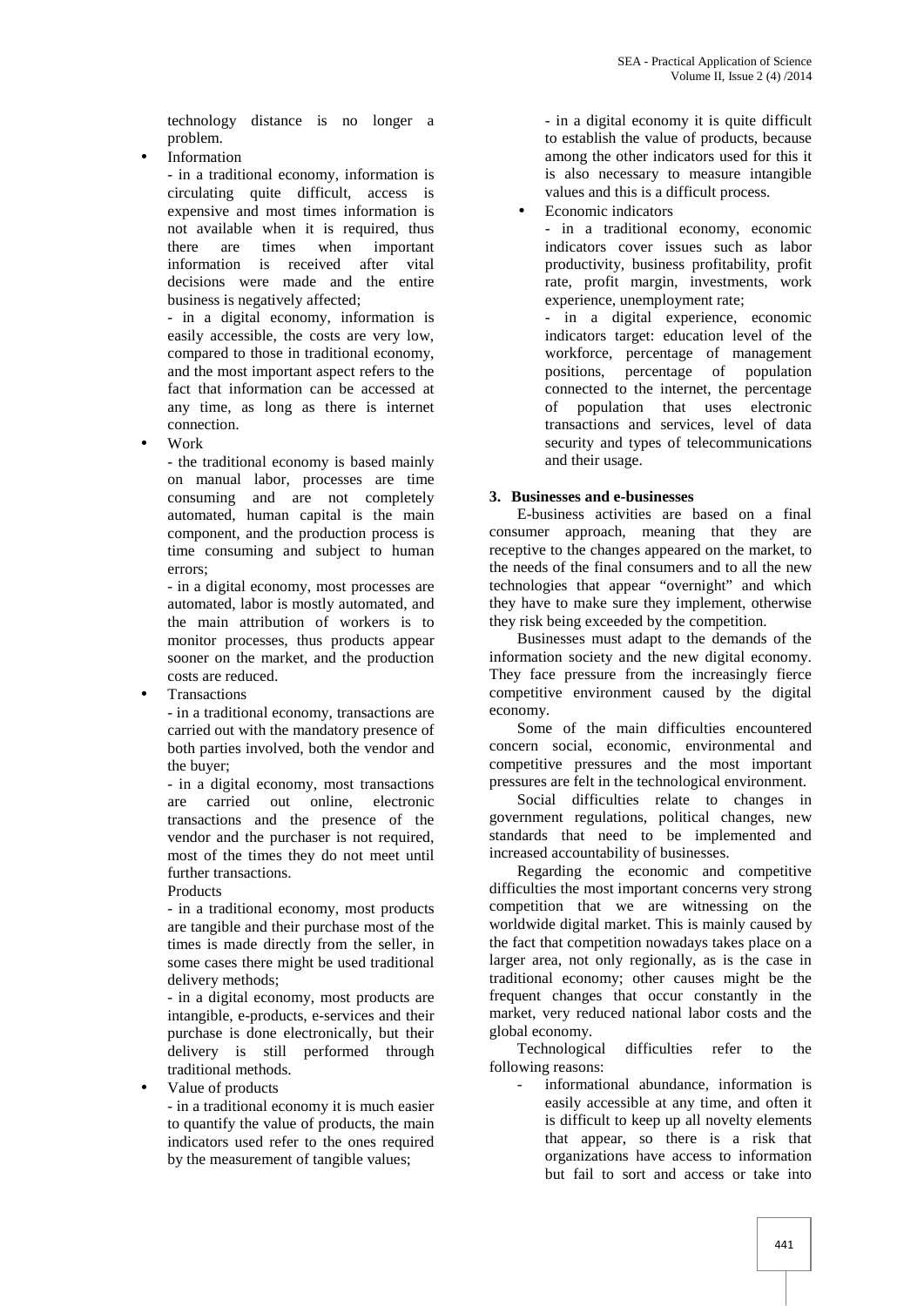technology distance is no longer a problem.

- Information

  - in a traditional economy, information is circulating quite difficult, access is expensive and most times information is not available when it is required, thus there are times when important information is received after vital decisions were made and the entire business is negatively affected;

  - in a digital economy, information is easily accessible, the costs are very low, compared to those in traditional economy, and the most important aspect refers to the fact that information can be accessed at any time, as long as there is internet connection.

- Work

  - the traditional economy is based mainly on manual labor, processes are time consuming and are not completely automated, human capital is the main component, and the production process is time consuming and subject to human errors;

  - in a digital economy, most processes are automated, labor is mostly automated, and the main attribution of workers is to monitor processes, thus products appear sooner on the market, and the production costs are reduced.

- Transactions

  - in a traditional economy, transactions are carried out with the mandatory presence of both parties involved, both the vendor and the buyer;

  - in a digital economy, most transactions are carried out online, electronic transactions and the presence of the vendor and the purchaser is not required, most of the times they do not meet until further transactions.

  Products

  - in a traditional economy, most products are tangible and their purchase most of the times is made directly from the seller, in some cases there might be used traditional delivery methods;

  - in a digital economy, most products are intangible, e-products, e-services and their purchase is done electronically, but their delivery is still performed through traditional methods.

- Value of products

  - in a traditional economy it is much easier to quantify the value of products, the main indicators used refer to the ones required by the measurement of tangible values;

  - in a digital economy it is quite difficult to establish the value of products, because among the other indicators used for this it is also necessary to measure intangible values and this is a difficult process.

- Economic indicators

  - in a traditional economy, economic indicators cover issues such as labor productivity, business profitability, profit rate, profit margin, investments, work experience, unemployment rate;

  - in a digital experience, economic indicators target: education level of the workforce, percentage of management positions, percentage of population connected to the internet, the percentage of population that uses electronic transactions and services, level of data security and types of telecommunications and their usage.

## 3. Businesses and e-businesses

E-business activities are based on a final consumer approach, meaning that they are receptive to the changes appeared on the market, to the needs of the final consumers and to all the new technologies that appear "overnight" and which they have to make sure they implement, otherwise they risk being exceeded by the competition.

Businesses must adapt to the demands of the information society and the new digital economy. They face pressure from the increasingly fierce competitive environment caused by the digital economy.

Some of the main difficulties encountered concern social, economic, environmental and competitive pressures and the most important pressures are felt in the technological environment.

Social difficulties relate to changes in government regulations, political changes, new standards that need to be implemented and increased accountability of businesses.

Regarding the economic and competitive difficulties the most important concerns very strong competition that we are witnessing on the worldwide digital market. This is mainly caused by the fact that competition nowadays takes place on a larger area, not only regionally, as is the case in traditional economy; other causes might be the frequent changes that occur constantly in the market, very reduced national labor costs and the global economy.

Technological difficulties refer to the following reasons:

- informational abundance, information is easily accessible at any time, and often it is difficult to keep up all novelty elements that appear, so there is a risk that organizations have access to information but fail to sort and access or take into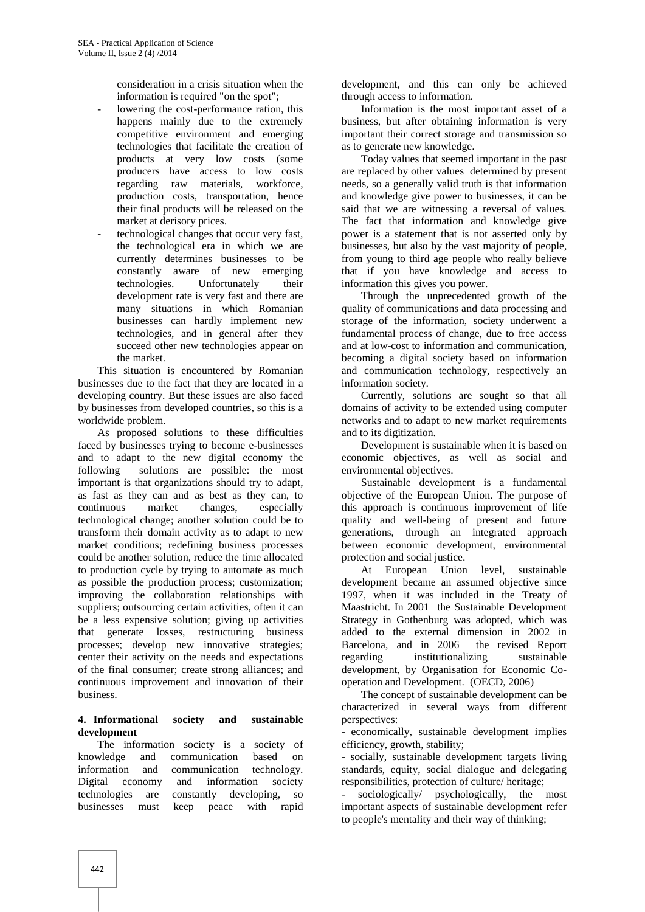consideration in a crisis situation when the information is required "on the spot";

- lowering the cost-performance ration, this happens mainly due to the extremely competitive environment and emerging technologies that facilitate the creation of products at very low costs (some producers have access to low costs regarding raw materials, workforce, production costs, transportation, hence their final products will be released on the market at derisory prices.
- technological changes that occur very fast, the technological era in which we are currently determines businesses to be constantly aware of new emerging technologies. Unfortunately their development rate is very fast and there are many situations in which Romanian businesses can hardly implement new technologies, and in general after they succeed other new technologies appear on the market.

This situation is encountered by Romanian businesses due to the fact that they are located in a developing country. But these issues are also faced by businesses from developed countries, so this is a worldwide problem.

As proposed solutions to these difficulties faced by businesses trying to become e-businesses and to adapt to the new digital economy the following solutions are possible: the most important is that organizations should try to adapt, as fast as they can and as best as they can, to continuous market changes, especially technological change; another solution could be to transform their domain activity as to adapt to new market conditions; redefining business processes could be another solution, reduce the time allocated to production cycle by trying to automate as much as possible the production process; customization; improving the collaboration relationships with suppliers; outsourcing certain activities, often it can be a less expensive solution; giving up activities that generate losses, restructuring business processes; develop new innovative strategies; center their activity on the needs and expectations of the final consumer; create strong alliances; and continuous improvement and innovation of their business.

## 4. Informational society and sustainable development

The information society is a society of knowledge and communication based on information and communication technology. Digital economy and information society technologies are constantly developing, so businesses must keep peace with rapid development, and this can only be achieved through access to information.

Information is the most important asset of a business, but after obtaining information is very important their correct storage and transmission so as to generate new knowledge.

Today values that seemed important in the past are replaced by other values determined by present needs, so a generally valid truth is that information and knowledge give power to businesses, it can be said that we are witnessing a reversal of values. The fact that information and knowledge give power is a statement that is not asserted only by businesses, but also by the vast majority of people, from young to third age people who really believe that if you have knowledge and access to information this gives you power.

Through the unprecedented growth of the quality of communications and data processing and storage of the information, society underwent a fundamental process of change, due to free access and at low-cost to information and communication, becoming a digital society based on information and communication technology, respectively an information society.

Currently, solutions are sought so that all domains of activity to be extended using computer networks and to adapt to new market requirements and to its digitization.

Development is sustainable when it is based on economic objectives, as well as social and environmental objectives.

Sustainable development is a fundamental objective of the European Union. The purpose of this approach is continuous improvement of life quality and well-being of present and future generations, through an integrated approach between economic development, environmental protection and social justice.

At European Union level, sustainable development became an assumed objective since 1997, when it was included in the Treaty of Maastricht. In 2001 the Sustainable Development Strategy in Gothenburg was adopted, which was added to the external dimension in 2002 in Barcelona, and in 2006 the revised Report regarding institutionalizing sustainable development, by Organisation for Economic Co-operation and Development. (OECD, 2006)

The concept of sustainable development can be characterized in several ways from different perspectives:

- economically, sustainable development implies efficiency, growth, stability;
- socially, sustainable development targets living standards, equity, social dialogue and delegating responsibilities, protection of culture/ heritage;
- sociologically/ psychologically, the most important aspects of sustainable development refer to people's mentality and their way of thinking;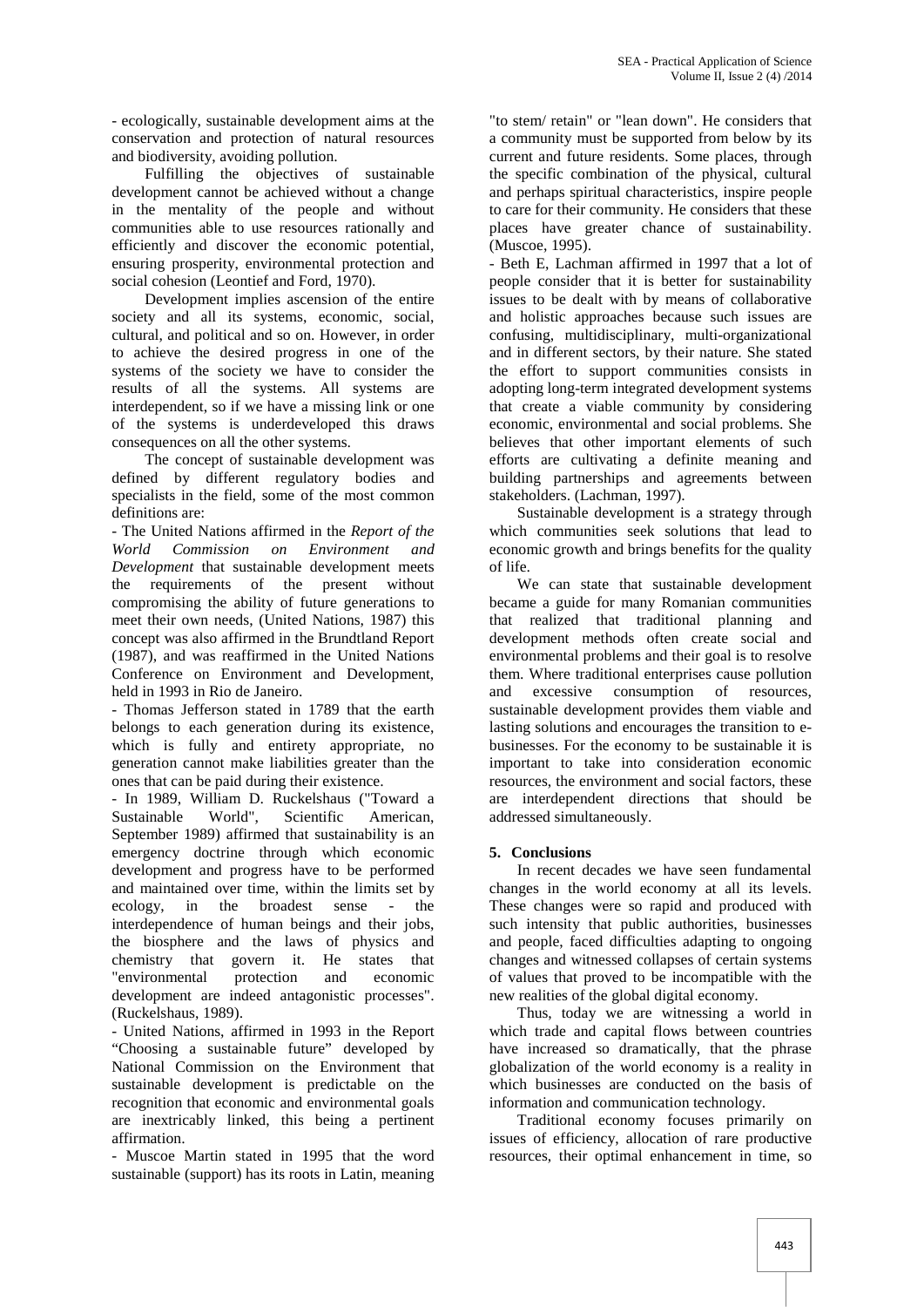- ecologically, sustainable development aims at the conservation and protection of natural resources and biodiversity, avoiding pollution.

Fulfilling the objectives of sustainable development cannot be achieved without a change in the mentality of the people and without communities able to use resources rationally and efficiently and discover the economic potential, ensuring prosperity, environmental protection and social cohesion (Leontief and Ford, 1970).

Development implies ascension of the entire society and all its systems, economic, social, cultural, and political and so on. However, in order to achieve the desired progress in one of the systems of the society we have to consider the results of all the systems. All systems are interdependent, so if we have a missing link or one of the systems is underdeveloped this draws consequences on all the other systems.

The concept of sustainable development was defined by different regulatory bodies and specialists in the field, some of the most common definitions are:

- The United Nations affirmed in the *Report of the World Commission on Environment and Development* that sustainable development meets the requirements of the present without compromising the ability of future generations to meet their own needs, (United Nations, 1987) this concept was also affirmed in the Brundtland Report (1987), and was reaffirmed in the United Nations Conference on Environment and Development, held in 1993 in Rio de Janeiro.

- Thomas Jefferson stated in 1789 that the earth belongs to each generation during its existence, which is fully and entirety appropriate, no generation cannot make liabilities greater than the ones that can be paid during their existence.

- In 1989, William D. Ruckelshaus ("Toward a Sustainable World", Scientific American, September 1989) affirmed that sustainability is an emergency doctrine through which economic development and progress have to be performed and maintained over time, within the limits set by ecology, in the broadest sense - the interdependence of human beings and their jobs, the biosphere and the laws of physics and chemistry that govern it. He states that "environmental protection and economic development are indeed antagonistic processes". (Ruckelshaus, 1989).

- United Nations, affirmed in 1993 in the Report "Choosing a sustainable future" developed by National Commission on the Environment that sustainable development is predictable on the recognition that economic and environmental goals are inextricably linked, this being a pertinent affirmation.

- Muscoe Martin stated in 1995 that the word sustainable (support) has its roots in Latin, meaning "to stem/ retain" or "lean down". He considers that a community must be supported from below by its current and future residents. Some places, through the specific combination of the physical, cultural and perhaps spiritual characteristics, inspire people to care for their community. He considers that these places have greater chance of sustainability. (Muscoe, 1995).

- Beth E, Lachman affirmed in 1997 that a lot of people consider that it is better for sustainability issues to be dealt with by means of collaborative and holistic approaches because such issues are confusing, multidisciplinary, multi-organizational and in different sectors, by their nature. She stated the effort to support communities consists in adopting long-term integrated development systems that create a viable community by considering economic, environmental and social problems. She believes that other important elements of such efforts are cultivating a definite meaning and building partnerships and agreements between stakeholders. (Lachman, 1997).

Sustainable development is a strategy through which communities seek solutions that lead to economic growth and brings benefits for the quality of life.

We can state that sustainable development became a guide for many Romanian communities that realized that traditional planning and development methods often create social and environmental problems and their goal is to resolve them. Where traditional enterprises cause pollution and excessive consumption of resources, sustainable development provides them viable and lasting solutions and encourages the transition to e-businesses. For the economy to be sustainable it is important to take into consideration economic resources, the environment and social factors, these are interdependent directions that should be addressed simultaneously.

## 5. Conclusions

In recent decades we have seen fundamental changes in the world economy at all its levels. These changes were so rapid and produced with such intensity that public authorities, businesses and people, faced difficulties adapting to ongoing changes and witnessed collapses of certain systems of values that proved to be incompatible with the new realities of the global digital economy.

Thus, today we are witnessing a world in which trade and capital flows between countries have increased so dramatically, that the phrase globalization of the world economy is a reality in which businesses are conducted on the basis of information and communication technology.

Traditional economy focuses primarily on issues of efficiency, allocation of rare productive resources, their optimal enhancement in time, so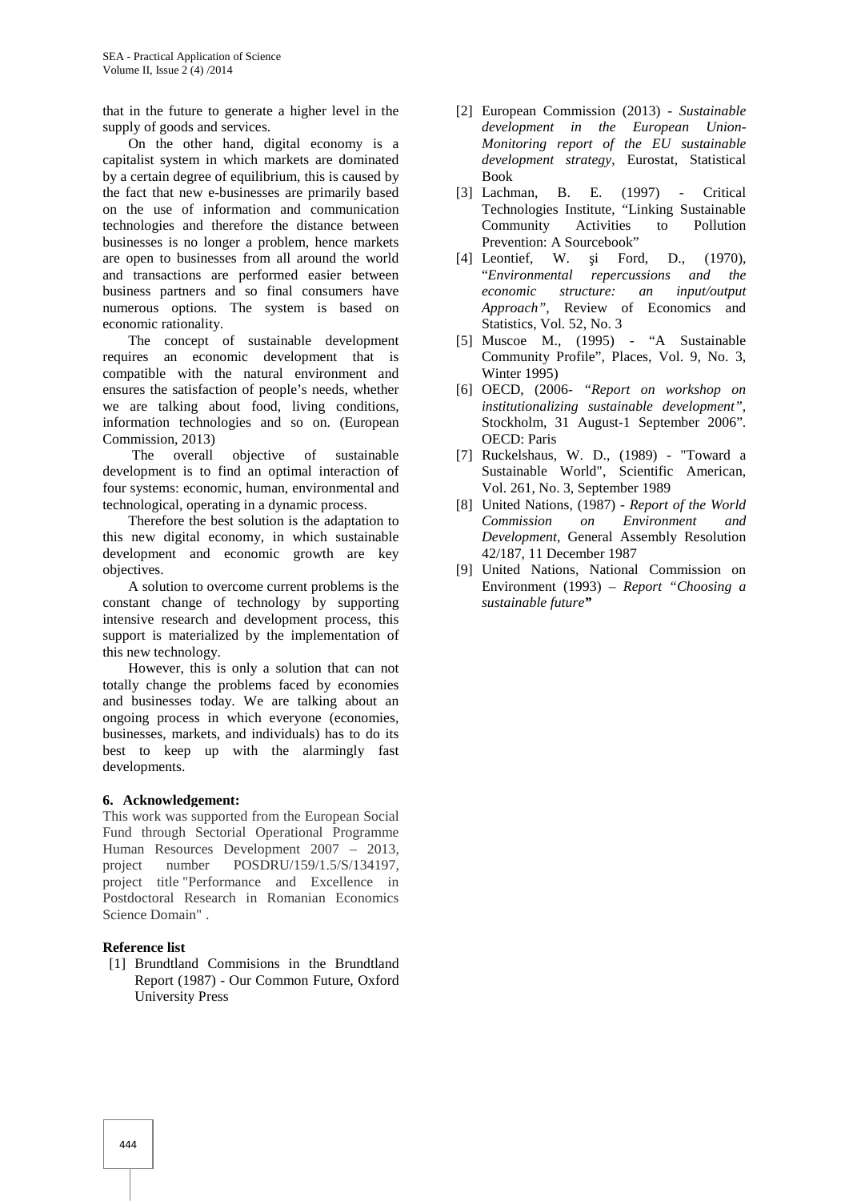that in the future to generate a higher level in the supply of goods and services.

On the other hand, digital economy is a capitalist system in which markets are dominated by a certain degree of equilibrium, this is caused by the fact that new e-businesses are primarily based on the use of information and communication technologies and therefore the distance between businesses is no longer a problem, hence markets are open to businesses from all around the world and transactions are performed easier between business partners and so final consumers have numerous options. The system is based on economic rationality.

The concept of sustainable development requires an economic development that is compatible with the natural environment and ensures the satisfaction of people's needs, whether we are talking about food, living conditions, information technologies and so on. (European Commission, 2013)

The overall objective of sustainable development is to find an optimal interaction of four systems: economic, human, environmental and technological, operating in a dynamic process.

Therefore the best solution is the adaptation to this new digital economy, in which sustainable development and economic growth are key objectives.

A solution to overcome current problems is the constant change of technology by supporting intensive research and development process, this support is materialized by the implementation of this new technology.

However, this is only a solution that can not totally change the problems faced by economies and businesses today. We are talking about an ongoing process in which everyone (economies, businesses, markets, and individuals) has to do its best to keep up with the alarmingly fast developments.

### 6. Acknowledgement:

This work was supported from the European Social Fund through Sectorial Operational Programme Human Resources Development 2007 – 2013, project number POSDRU/159/1.5/S/134197, project title "Performance and Excellence in Postdoctoral Research in Romanian Economics Science Domain" .

### Reference list

[1] Brundtland Commisions in the Brundtland Report (1987) - Our Common Future, Oxford University Press

[2] European Commission (2013) - *Sustainable development in the European Union- Monitoring report of the EU sustainable development strategy*, Eurostat, Statistical Book

[3] Lachman, B. E. (1997) - Critical Technologies Institute, "Linking Sustainable Community Activities to Pollution Prevention: A Sourcebook"

[4] Leontief, W. şi Ford, D., (1970), "*Environmental repercussions and the economic structure: an input/output Approach"*, Review of Economics and Statistics, Vol. 52, No. 3

[5] Muscoe M., (1995) - "A Sustainable Community Profile", Places, Vol. 9, No. 3, Winter 1995)

[6] OECD, (2006- *"Report on workshop on institutionalizing sustainable development"*, Stockholm, 31 August-1 September 2006". OECD: Paris

[7] Ruckelshaus, W. D., (1989) - "Toward a Sustainable World", Scientific American, Vol. 261, No. 3, September 1989

[8] United Nations, (1987) - *Report of the World Commission on Environment and Development*, General Assembly Resolution 42/187, 11 December 1987

[9] United Nations, National Commission on Environment (1993) – *Report "Choosing a sustainable future"*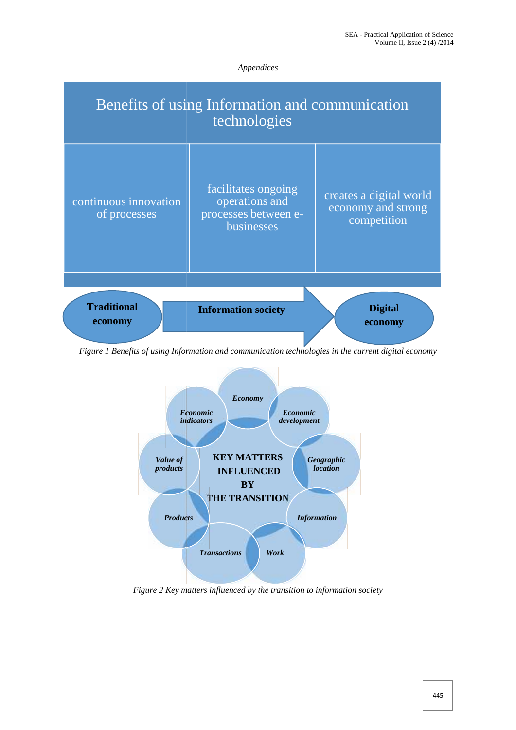*Appendices*

Benefits of using Information and communication technologies

continuous innovation of processes

facilitates ongoing operations and processes between e-businesses

creates a digital world economy and strong competition

**Traditional economy**

**Information society**

**Digital economy**

*Figure 1 Benefits of using Information and communication technologies in the current digital economy*

**KEY MATTERS INFLUENCED BY THE TRANSITION**

***Economy***

***Economic development***

***Geographic location***

***Information***

***Work***

***Transactions***

***Products***

***Value of products***

***Economic indicators***

*Figure 2 Key matters influenced by the transition to information society*